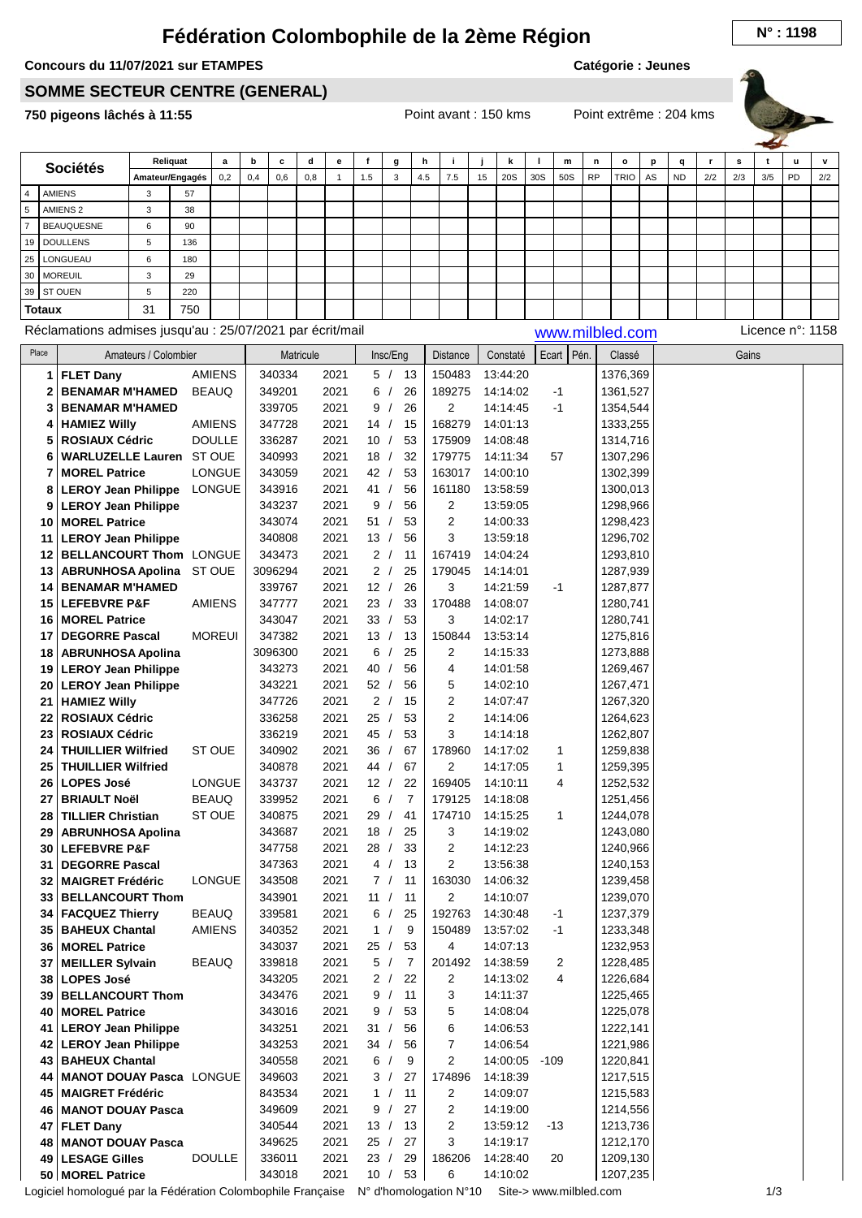# Fédération Colombophile de la 2ème Région

N° : 1198

**Concours du 11/07/2021 sur ETAMPES** — **Catégorie : Jeunes**

## SOMME SECTEUR CENTRE (GENERAL)

**750 pigeons lâchés à 11:55** — Point avant : 150 kms — Point extrême : 204 kms

| | Sociétés | Reliquat | | a | b | c | d | e | f | g | h | i | j | k | l | m | n | o | p | q | r | s | t | u | v |
|---|---|---|---|---|---|---|---|---|---|---|---|---|---|---|---|---|---|---|---|---|---|---|---|---|---|
| | | Amateur/Engagés | | 0,2 | 0,4 | 0,6 | 0,8 | 1 | 1.5 | 3 | 4.5 | 7.5 | 15 | 20S | 30S | 50S | RP | TRIO | AS | ND | 2/2 | 2/3 | 3/5 | PD | 2/2 |
| 4 | AMIENS | 3 | 57 | | | | | | | | | | | | | | | | | | | | | | |
| 5 | AMIENS 2 | 3 | 38 | | | | | | | | | | | | | | | | | | | | | | |
| 7 | BEAUQUESNE | 6 | 90 | | | | | | | | | | | | | | | | | | | | | | |
| 19 | DOULLENS | 5 | 136 | | | | | | | | | | | | | | | | | | | | | | |
| 25 | LONGUEAU | 6 | 180 | | | | | | | | | | | | | | | | | | | | | | |
| 30 | MOREUIL | 3 | 29 | | | | | | | | | | | | | | | | | | | | | | |
| 39 | ST OUEN | 5 | 220 | | | | | | | | | | | | | | | | | | | | | | |
| **Totaux** | | 31 | 750 | | | | | | | | | | | | | | | | | | | | | | |

Réclamations admises jusqu'au : 25/07/2021 par écrit/mail — www.milbled.com — Licence n°: 1158

| Place | Amateurs / Colombier | | Matricule | | Insc/Eng | Distance | Constaté | Ecart | Pén. | Classé | Gains |
|---|---|---|---|---|---|---|---|---|---|---|---|
| 1 | **FLET Dany** | AMIENS | 340334 | 2021 | 5 / 13 | 150483 | 13:44:20 | | | 1376,369 | |
| 2 | **BENAMAR M'HAMED** | BEAUQ | 349201 | 2021 | 6 / 26 | 189275 | 14:14:02 | -1 | | 1361,527 | |
| 3 | **BENAMAR M'HAMED** | | 339705 | 2021 | 9 / 26 | 2 | 14:14:45 | -1 | | 1354,544 | |
| 4 | **HAMIEZ Willy** | AMIENS | 347728 | 2021 | 14 / 15 | 168279 | 14:01:13 | | | 1333,255 | |
| 5 | **ROSIAUX Cédric** | DOULLE | 336287 | 2021 | 10 / 53 | 175909 | 14:08:48 | | | 1314,716 | |
| 6 | **WARLUZELLE Lauren** | ST OUE | 340993 | 2021 | 18 / 32 | 179775 | 14:11:34 | 57 | | 1307,296 | |
| 7 | **MOREL Patrice** | LONGUE | 343059 | 2021 | 42 / 53 | 163017 | 14:00:10 | | | 1302,399 | |
| 8 | **LEROY Jean Philippe** | LONGUE | 343916 | 2021 | 41 / 56 | 161180 | 13:58:59 | | | 1300,013 | |
| 9 | **LEROY Jean Philippe** | | 343237 | 2021 | 9 / 56 | 2 | 13:59:05 | | | 1298,966 | |
| 10 | **MOREL Patrice** | | 343074 | 2021 | 51 / 53 | 2 | 14:00:33 | | | 1298,423 | |
| 11 | **LEROY Jean Philippe** | | 340808 | 2021 | 13 / 56 | 3 | 13:59:18 | | | 1296,702 | |
| 12 | **BELLANCOURT Thom** | LONGUE | 343473 | 2021 | 2 / 11 | 167419 | 14:04:24 | | | 1293,810 | |
| 13 | **ABRUNHOSA Apolina** | ST OUE | 3096294 | 2021 | 2 / 25 | 179045 | 14:14:01 | | | 1287,939 | |
| 14 | **BENAMAR M'HAMED** | | 339767 | 2021 | 12 / 26 | 3 | 14:21:59 | -1 | | 1287,877 | |
| 15 | **LEFEBVRE P&F** | AMIENS | 347777 | 2021 | 23 / 33 | 170488 | 14:08:07 | | | 1280,741 | |
| 16 | **MOREL Patrice** | | 343047 | 2021 | 33 / 53 | 3 | 14:02:17 | | | 1280,741 | |
| 17 | **DEGORRE Pascal** | MOREUI | 347382 | 2021 | 13 / 13 | 150844 | 13:53:14 | | | 1275,816 | |
| 18 | **ABRUNHOSA Apolina** | | 3096300 | 2021 | 6 / 25 | 2 | 14:15:33 | | | 1273,888 | |
| 19 | **LEROY Jean Philippe** | | 343273 | 2021 | 40 / 56 | 4 | 14:01:58 | | | 1269,467 | |
| 20 | **LEROY Jean Philippe** | | 343221 | 2021 | 52 / 56 | 5 | 14:02:10 | | | 1267,471 | |
| 21 | **HAMIEZ Willy** | | 347726 | 2021 | 2 / 15 | 2 | 14:07:47 | | | 1267,320 | |
| 22 | **ROSIAUX Cédric** | | 336258 | 2021 | 25 / 53 | 2 | 14:14:06 | | | 1264,623 | |
| 23 | **ROSIAUX Cédric** | | 336219 | 2021 | 45 / 53 | 3 | 14:14:18 | | | 1262,807 | |
| 24 | **THUILLIER Wilfried** | ST OUE | 340902 | 2021 | 36 / 67 | 178960 | 14:17:02 | 1 | | 1259,838 | |
| 25 | **THUILLIER Wilfried** | | 340878 | 2021 | 44 / 67 | 2 | 14:17:05 | 1 | | 1259,395 | |
| 26 | **LOPES José** | LONGUE | 343737 | 2021 | 12 / 22 | 169405 | 14:10:11 | 4 | | 1252,532 | |
| 27 | **BRIAUT Noël** | BEAUQ | 339952 | 2021 | 6 / 7 | 179125 | 14:18:08 | | | 1251,456 | |
| 28 | **TILLIER Christian** | ST OUE | 340875 | 2021 | 29 / 41 | 174710 | 14:15:25 | 1 | | 1244,078 | |
| 29 | **ABRUNHOSA Apolina** | | 343687 | 2021 | 18 / 25 | 3 | 14:19:02 | | | 1243,080 | |
| 30 | **LEFEBVRE P&F** | | 347758 | 2021 | 28 / 33 | 2 | 14:12:23 | | | 1240,966 | |
| 31 | **DEGORRE Pascal** | | 347363 | 2021 | 4 / 13 | 2 | 13:56:38 | | | 1240,153 | |
| 32 | **MAIGRET Frédéric** | LONGUE | 343508 | 2021 | 7 / 11 | 163030 | 14:06:32 | | | 1239,458 | |
| 33 | **BELLANCOURT Thom** | | 343901 | 2021 | 11 / 11 | 2 | 14:10:07 | | | 1239,070 | |
| 34 | **FACQUEZ Thierry** | BEAUQ | 339581 | 2021 | 6 / 25 | 192763 | 14:30:48 | -1 | | 1237,379 | |
| 35 | **BAHEUX Chantal** | AMIENS | 340352 | 2021 | 1 / 9 | 150489 | 13:57:02 | -1 | | 1233,348 | |
| 36 | **MOREL Patrice** | | 343037 | 2021 | 25 / 53 | 4 | 14:07:13 | | | 1232,953 | |
| 37 | **MEILLER Sylvain** | BEAUQ | 339818 | 2021 | 5 / 7 | 201492 | 14:38:59 | 2 | | 1228,485 | |
| 38 | **LOPES José** | | 343205 | 2021 | 2 / 22 | 2 | 14:13:02 | 4 | | 1226,684 | |
| 39 | **BELLANCOURT Thom** | | 343476 | 2021 | 9 / 11 | 3 | 14:11:37 | | | 1225,465 | |
| 40 | **MOREL Patrice** | | 343016 | 2021 | 9 / 53 | 5 | 14:08:04 | | | 1225,078 | |
| 41 | **LEROY Jean Philippe** | | 343251 | 2021 | 31 / 56 | 6 | 14:06:53 | | | 1222,141 | |
| 42 | **LEROY Jean Philippe** | | 343253 | 2021 | 34 / 56 | 7 | 14:06:54 | | | 1221,986 | |
| 43 | **BAHEUX Chantal** | | 340558 | 2021 | 6 / 9 | 2 | 14:00:05 | -109 | | 1220,841 | |
| 44 | **MANOT DOUAY Pasca** | LONGUE | 349603 | 2021 | 3 / 27 | 174896 | 14:18:39 | | | 1217,515 | |
| 45 | **MAIGRET Frédéric** | | 843534 | 2021 | 1 / 11 | 2 | 14:09:07 | | | 1215,583 | |
| 46 | **MANOT DOUAY Pasca** | | 349609 | 2021 | 9 / 27 | 2 | 14:19:00 | | | 1214,556 | |
| 47 | **FLET Dany** | | 340544 | 2021 | 13 / 13 | 2 | 13:59:12 | -13 | | 1213,736 | |
| 48 | **MANOT DOUAY Pasca** | | 349625 | 2021 | 25 / 27 | 3 | 14:19:17 | | | 1212,170 | |
| 49 | **LESAGE Gilles** | DOULLE | 336011 | 2021 | 23 / 29 | 186206 | 14:28:40 | 20 | | 1209,130 | |
| 50 | **MOREL Patrice** | | 343018 | 2021 | 10 / 53 | 6 | 14:10:02 | | | 1207,235 | |

Logiciel homologué par la Fédération Colombophile Française N° d'homologation N°10 Site-> www.milbled.com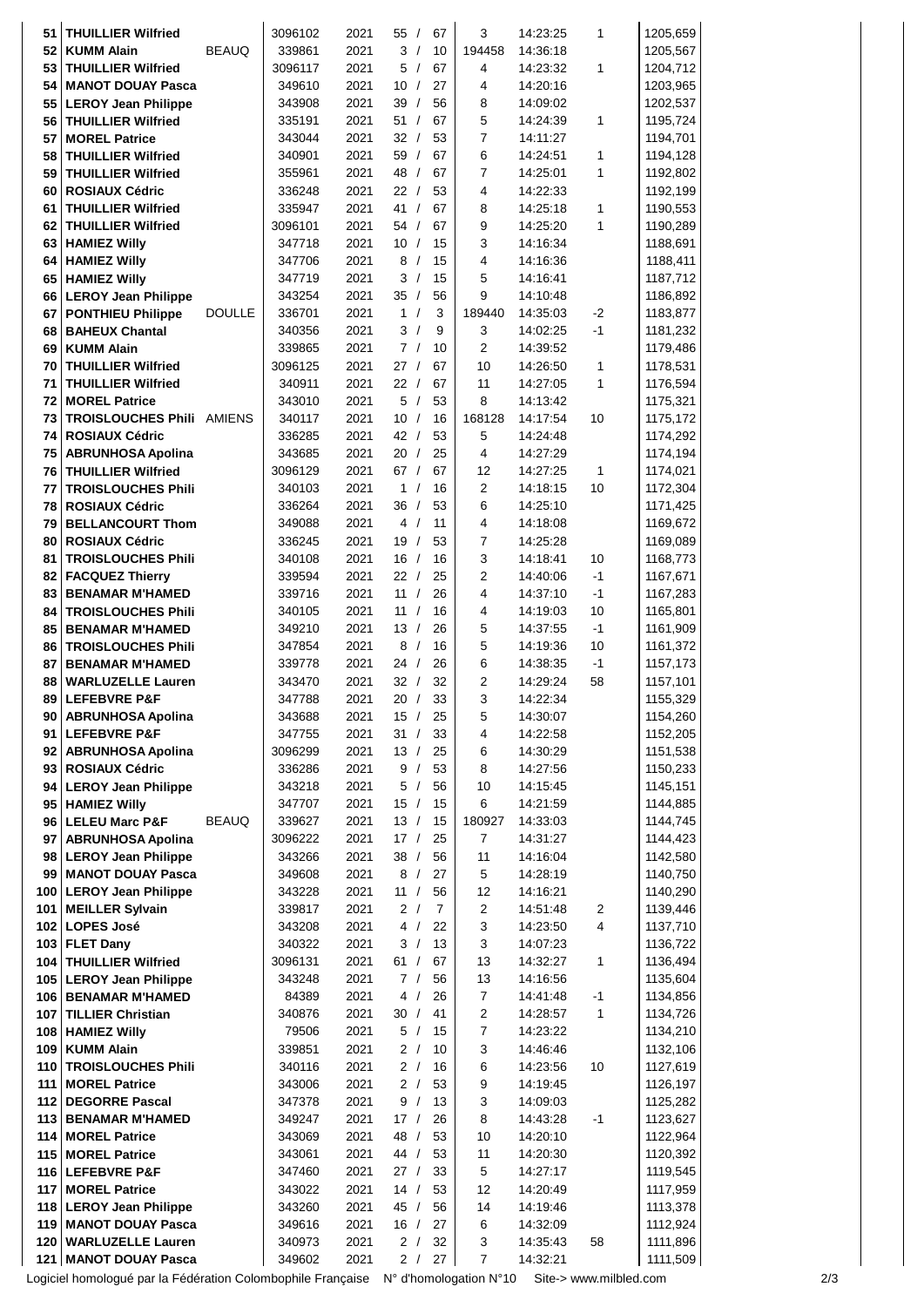| | | | | | | | | | | |
|---|---|---|---|---|---|---|---|---|---|---|
| 51 | THUILLIER Wilfried | | 3096102 | 2021 | 55 / | 67 | 3 | 14:23:25 | 1 | 1205,659 |
| 52 | KUMM Alain | BEAUQ | 339861 | 2021 | 3 / | 10 | 194458 | 14:36:18 | | 1205,567 |
| 53 | THUILLIER Wilfried | | 3096117 | 2021 | 5 / | 67 | 4 | 14:23:32 | 1 | 1204,712 |
| 54 | MANOT DOUAY Pasca | | 349610 | 2021 | 10 / | 27 | 4 | 14:20:16 | | 1203,965 |
| 55 | LEROY Jean Philippe | | 343908 | 2021 | 39 / | 56 | 8 | 14:09:02 | | 1202,537 |
| 56 | THUILLIER Wilfried | | 335191 | 2021 | 51 / | 67 | 5 | 14:24:39 | 1 | 1195,724 |
| 57 | MOREL Patrice | | 343044 | 2021 | 32 / | 53 | 7 | 14:11:27 | | 1194,701 |
| 58 | THUILLIER Wilfried | | 340901 | 2021 | 59 / | 67 | 6 | 14:24:51 | 1 | 1194,128 |
| 59 | THUILLIER Wilfried | | 355961 | 2021 | 48 / | 67 | 7 | 14:25:01 | 1 | 1192,802 |
| 60 | ROSIAUX Cédric | | 336248 | 2021 | 22 / | 53 | 4 | 14:22:33 | | 1192,199 |
| 61 | THUILLIER Wilfried | | 335947 | 2021 | 41 / | 67 | 8 | 14:25:18 | 1 | 1190,553 |
| 62 | THUILLIER Wilfried | | 3096101 | 2021 | 54 / | 67 | 9 | 14:25:20 | 1 | 1190,289 |
| 63 | HAMIEZ Willy | | 347718 | 2021 | 10 / | 15 | 3 | 14:16:34 | | 1188,691 |
| 64 | HAMIEZ Willy | | 347706 | 2021 | 8 / | 15 | 4 | 14:16:36 | | 1188,411 |
| 65 | HAMIEZ Willy | | 347719 | 2021 | 3 / | 15 | 5 | 14:16:41 | | 1187,712 |
| 66 | LEROY Jean Philippe | | 343254 | 2021 | 35 / | 56 | 9 | 14:10:48 | | 1186,892 |
| 67 | PONTHIEU Philippe | DOULLE | 336701 | 2021 | 1 / | 3 | 189440 | 14:35:03 | -2 | 1183,877 |
| 68 | BAHEUX Chantal | | 340356 | 2021 | 3 / | 9 | 3 | 14:02:25 | -1 | 1181,232 |
| 69 | KUMM Alain | | 339865 | 2021 | 7 / | 10 | 2 | 14:39:52 | | 1179,486 |
| 70 | THUILLIER Wilfried | | 3096125 | 2021 | 27 / | 67 | 10 | 14:26:50 | 1 | 1178,531 |
| 71 | THUILLIER Wilfried | | 340911 | 2021 | 22 / | 67 | 11 | 14:27:05 | 1 | 1176,594 |
| 72 | MOREL Patrice | | 343010 | 2021 | 5 / | 53 | 8 | 14:13:42 | | 1175,321 |
| 73 | TROISLOUCHES Phili | AMIENS | 340117 | 2021 | 10 / | 16 | 168128 | 14:17:54 | 10 | 1175,172 |
| 74 | ROSIAUX Cédric | | 336285 | 2021 | 42 / | 53 | 5 | 14:24:48 | | 1174,292 |
| 75 | ABRUNHOSA Apolina | | 343685 | 2021 | 20 / | 25 | 4 | 14:27:29 | | 1174,194 |
| 76 | THUILLIER Wilfried | | 3096129 | 2021 | 67 / | 67 | 12 | 14:27:25 | 1 | 1174,021 |
| 77 | TROISLOUCHES Phili | | 340103 | 2021 | 1 / | 16 | 2 | 14:18:15 | 10 | 1172,304 |
| 78 | ROSIAUX Cédric | | 336264 | 2021 | 36 / | 53 | 6 | 14:25:10 | | 1171,425 |
| 79 | BELLANCOURT Thom | | 349088 | 2021 | 4 / | 11 | 4 | 14:18:08 | | 1169,672 |
| 80 | ROSIAUX Cédric | | 336245 | 2021 | 19 / | 53 | 7 | 14:25:28 | | 1169,089 |
| 81 | TROISLOUCHES Phili | | 340108 | 2021 | 16 / | 16 | 3 | 14:18:41 | 10 | 1168,773 |
| 82 | FACQUEZ Thierry | | 339594 | 2021 | 22 / | 25 | 2 | 14:40:06 | -1 | 1167,671 |
| 83 | BENAMAR M'HAMED | | 339716 | 2021 | 11 / | 26 | 4 | 14:37:10 | -1 | 1167,283 |
| 84 | TROISLOUCHES Phili | | 340105 | 2021 | 11 / | 16 | 4 | 14:19:03 | 10 | 1165,801 |
| 85 | BENAMAR M'HAMED | | 349210 | 2021 | 13 / | 26 | 5 | 14:37:55 | -1 | 1161,909 |
| 86 | TROISLOUCHES Phili | | 347854 | 2021 | 8 / | 16 | 5 | 14:19:36 | 10 | 1161,372 |
| 87 | BENAMAR M'HAMED | | 339778 | 2021 | 24 / | 26 | 6 | 14:38:35 | -1 | 1157,173 |
| 88 | WARLUZELLE Lauren | | 343470 | 2021 | 32 / | 32 | 2 | 14:29:24 | 58 | 1157,101 |
| 89 | LEFEBVRE P&F | | 347788 | 2021 | 20 / | 33 | 3 | 14:22:34 | | 1155,329 |
| 90 | ABRUNHOSA Apolina | | 343688 | 2021 | 15 / | 25 | 5 | 14:30:07 | | 1154,260 |
| 91 | LEFEBVRE P&F | | 347755 | 2021 | 31 / | 33 | 4 | 14:22:58 | | 1152,205 |
| 92 | ABRUNHOSA Apolina | | 3096299 | 2021 | 13 / | 25 | 6 | 14:30:29 | | 1151,538 |
| 93 | ROSIAUX Cédric | | 336286 | 2021 | 9 / | 53 | 8 | 14:27:56 | | 1150,233 |
| 94 | LEROY Jean Philippe | | 343218 | 2021 | 5 / | 56 | 10 | 14:15:45 | | 1145,151 |
| 95 | HAMIEZ Willy | | 347707 | 2021 | 15 / | 15 | 6 | 14:21:59 | | 1144,885 |
| 96 | LELEU Marc P&F | BEAUQ | 339627 | 2021 | 13 / | 15 | 180927 | 14:33:03 | | 1144,745 |
| 97 | ABRUNHOSA Apolina | | 3096222 | 2021 | 17 / | 25 | 7 | 14:31:27 | | 1144,423 |
| 98 | LEROY Jean Philippe | | 343266 | 2021 | 38 / | 56 | 11 | 14:16:04 | | 1142,580 |
| 99 | MANOT DOUAY Pasca | | 349608 | 2021 | 8 / | 27 | 5 | 14:28:19 | | 1140,750 |
| 100 | LEROY Jean Philippe | | 343228 | 2021 | 11 / | 56 | 12 | 14:16:21 | | 1140,290 |
| 101 | MEILLER Sylvain | | 339817 | 2021 | 2 / | 7 | 2 | 14:51:48 | 2 | 1139,446 |
| 102 | LOPES José | | 343208 | 2021 | 4 / | 22 | 3 | 14:23:50 | 4 | 1137,710 |
| 103 | FLET Dany | | 340322 | 2021 | 3 / | 13 | 3 | 14:07:23 | | 1136,722 |
| 104 | THUILLIER Wilfried | | 3096131 | 2021 | 61 / | 67 | 13 | 14:32:27 | 1 | 1136,494 |
| 105 | LEROY Jean Philippe | | 343248 | 2021 | 7 / | 56 | 13 | 14:16:56 | | 1135,604 |
| 106 | BENAMAR M'HAMED | | 84389 | 2021 | 4 / | 26 | 7 | 14:41:48 | -1 | 1134,856 |
| 107 | TILLIER Christian | | 340876 | 2021 | 30 / | 41 | 2 | 14:28:57 | 1 | 1134,726 |
| 108 | HAMIEZ Willy | | 79506 | 2021 | 5 / | 15 | 7 | 14:23:22 | | 1134,210 |
| 109 | KUMM Alain | | 339851 | 2021 | 2 / | 10 | 3 | 14:46:46 | | 1132,106 |
| 110 | TROISLOUCHES Phili | | 340116 | 2021 | 2 / | 16 | 6 | 14:23:56 | 10 | 1127,619 |
| 111 | MOREL Patrice | | 343006 | 2021 | 2 / | 53 | 9 | 14:19:45 | | 1126,197 |
| 112 | DEGORRE Pascal | | 347378 | 2021 | 9 / | 13 | 3 | 14:09:03 | | 1125,282 |
| 113 | BENAMAR M'HAMED | | 349247 | 2021 | 17 / | 26 | 8 | 14:43:28 | -1 | 1123,627 |
| 114 | MOREL Patrice | | 343069 | 2021 | 48 / | 53 | 10 | 14:20:10 | | 1122,964 |
| 115 | MOREL Patrice | | 343061 | 2021 | 44 / | 53 | 11 | 14:20:30 | | 1120,392 |
| 116 | LEFEBVRE P&F | | 347460 | 2021 | 27 / | 33 | 5 | 14:27:17 | | 1119,545 |
| 117 | MOREL Patrice | | 343022 | 2021 | 14 / | 53 | 12 | 14:20:49 | | 1117,959 |
| 118 | LEROY Jean Philippe | | 343260 | 2021 | 45 / | 56 | 14 | 14:19:46 | | 1113,378 |
| 119 | MANOT DOUAY Pasca | | 349616 | 2021 | 16 / | 27 | 6 | 14:32:09 | | 1112,924 |
| 120 | WARLUZELLE Lauren | | 340973 | 2021 | 2 / | 32 | 3 | 14:35:43 | 58 | 1111,896 |
| 121 | MANOT DOUAY Pasca | | 349602 | 2021 | 2 / | 27 | 7 | 14:32:21 | | 1111,509 |

Logiciel homologué par la Fédération Colombophile Française N° d'homologation N°10 Site-> www.milbled.com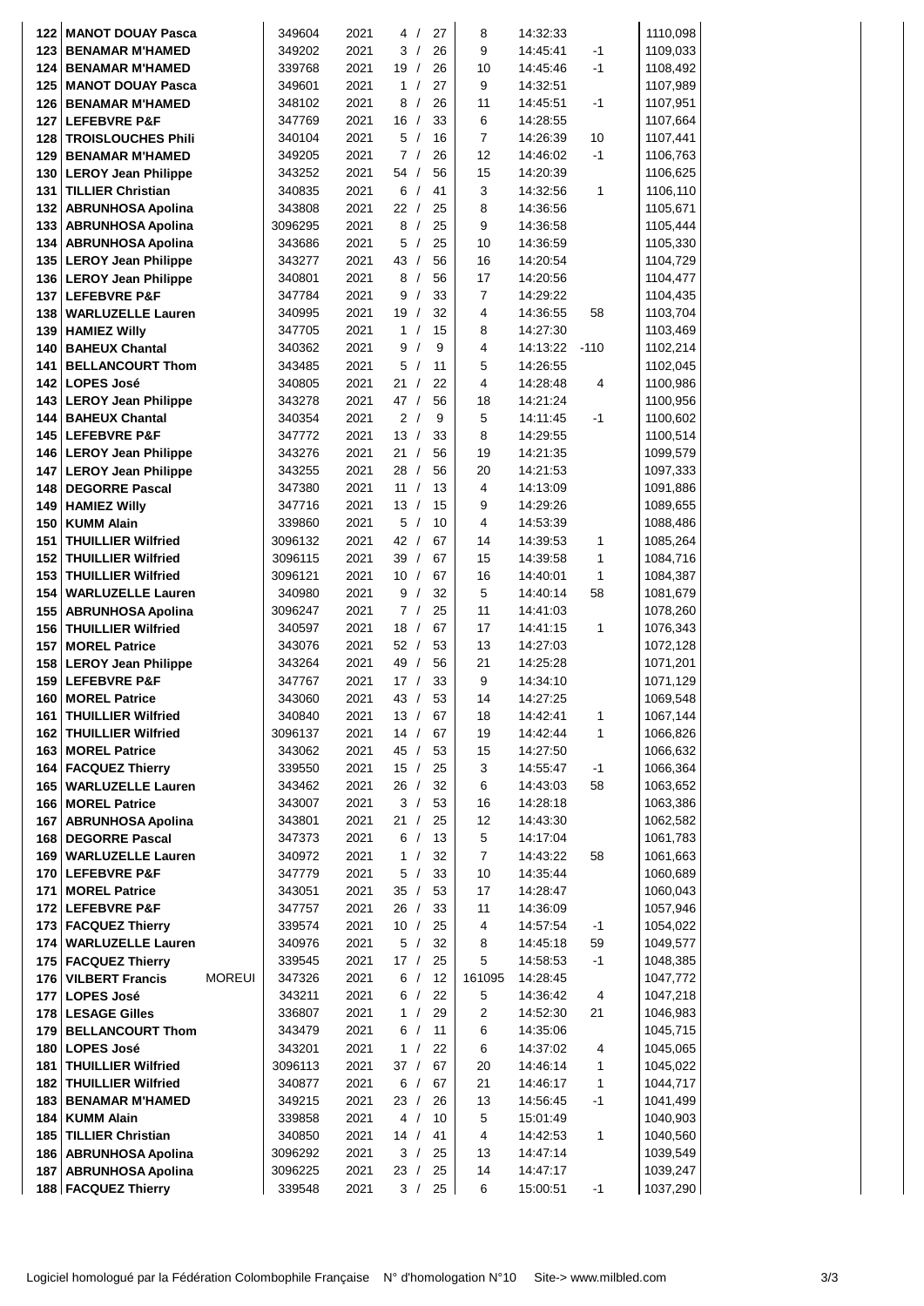| | | | | | | | | | |
|---|---|---|---|---|---|---|---|---|---|
| 122 | **MANOT DOUAY Pasca** | | 349604 | 2021 | 4 / 27 | 8 | 14:32:33 | | 1110,098 |
| 123 | **BENAMAR M'HAMED** | | 349202 | 2021 | 3 / 26 | 9 | 14:45:41 | -1 | 1109,033 |
| 124 | **BENAMAR M'HAMED** | | 339768 | 2021 | 19 / 26 | 10 | 14:45:46 | -1 | 1108,492 |
| 125 | **MANOT DOUAY Pasca** | | 349601 | 2021 | 1 / 27 | 9 | 14:32:51 | | 1107,989 |
| 126 | **BENAMAR M'HAMED** | | 348102 | 2021 | 8 / 26 | 11 | 14:45:51 | -1 | 1107,951 |
| 127 | **LEFEBVRE P&F** | | 347769 | 2021 | 16 / 33 | 6 | 14:28:55 | | 1107,664 |
| 128 | **TROISLOUCHES Phili** | | 340104 | 2021 | 5 / 16 | 7 | 14:26:39 | 10 | 1107,441 |
| 129 | **BENAMAR M'HAMED** | | 349205 | 2021 | 7 / 26 | 12 | 14:46:02 | -1 | 1106,763 |
| 130 | **LEROY Jean Philippe** | | 343252 | 2021 | 54 / 56 | 15 | 14:20:39 | | 1106,625 |
| 131 | **TILLIER Christian** | | 340835 | 2021 | 6 / 41 | 3 | 14:32:56 | 1 | 1106,110 |
| 132 | **ABRUNHOSA Apolina** | | 343808 | 2021 | 22 / 25 | 8 | 14:36:56 | | 1105,671 |
| 133 | **ABRUNHOSA Apolina** | | 3096295 | 2021 | 8 / 25 | 9 | 14:36:58 | | 1105,444 |
| 134 | **ABRUNHOSA Apolina** | | 343686 | 2021 | 5 / 25 | 10 | 14:36:59 | | 1105,330 |
| 135 | **LEROY Jean Philippe** | | 343277 | 2021 | 43 / 56 | 16 | 14:20:54 | | 1104,729 |
| 136 | **LEROY Jean Philippe** | | 340801 | 2021 | 8 / 56 | 17 | 14:20:56 | | 1104,477 |
| 137 | **LEFEBVRE P&F** | | 347784 | 2021 | 9 / 33 | 7 | 14:29:22 | | 1104,435 |
| 138 | **WARLUZELLE Lauren** | | 340995 | 2021 | 19 / 32 | 4 | 14:36:55 | 58 | 1103,704 |
| 139 | **HAMIEZ Willy** | | 347705 | 2021 | 1 / 15 | 8 | 14:27:30 | | 1103,469 |
| 140 | **BAHEUX Chantal** | | 340362 | 2021 | 9 / 9 | 4 | 14:13:22 | -110 | 1102,214 |
| 141 | **BELLANCOURT Thom** | | 343485 | 2021 | 5 / 11 | 5 | 14:26:55 | | 1102,045 |
| 142 | **LOPES José** | | 340805 | 2021 | 21 / 22 | 4 | 14:28:48 | 4 | 1100,986 |
| 143 | **LEROY Jean Philippe** | | 343278 | 2021 | 47 / 56 | 18 | 14:21:24 | | 1100,956 |
| 144 | **BAHEUX Chantal** | | 340354 | 2021 | 2 / 9 | 5 | 14:11:45 | -1 | 1100,602 |
| 145 | **LEFEBVRE P&F** | | 347772 | 2021 | 13 / 33 | 8 | 14:29:55 | | 1100,514 |
| 146 | **LEROY Jean Philippe** | | 343276 | 2021 | 21 / 56 | 19 | 14:21:35 | | 1099,579 |
| 147 | **LEROY Jean Philippe** | | 343255 | 2021 | 28 / 56 | 20 | 14:21:53 | | 1097,333 |
| 148 | **DEGORRE Pascal** | | 347380 | 2021 | 11 / 13 | 4 | 14:13:09 | | 1091,886 |
| 149 | **HAMIEZ Willy** | | 347716 | 2021 | 13 / 15 | 9 | 14:29:26 | | 1089,655 |
| 150 | **KUMM Alain** | | 339860 | 2021 | 5 / 10 | 4 | 14:53:39 | | 1088,486 |
| 151 | **THUILLIER Wilfried** | | 3096132 | 2021 | 42 / 67 | 14 | 14:39:53 | 1 | 1085,264 |
| 152 | **THUILLIER Wilfried** | | 3096115 | 2021 | 39 / 67 | 15 | 14:39:58 | 1 | 1084,716 |
| 153 | **THUILLIER Wilfried** | | 3096121 | 2021 | 10 / 67 | 16 | 14:40:01 | 1 | 1084,387 |
| 154 | **WARLUZELLE Lauren** | | 340980 | 2021 | 9 / 32 | 5 | 14:40:14 | 58 | 1081,679 |
| 155 | **ABRUNHOSA Apolina** | | 3096247 | 2021 | 7 / 25 | 11 | 14:41:03 | | 1078,260 |
| 156 | **THUILLIER Wilfried** | | 340597 | 2021 | 18 / 67 | 17 | 14:41:15 | 1 | 1076,343 |
| 157 | **MOREL Patrice** | | 343076 | 2021 | 52 / 53 | 13 | 14:27:03 | | 1072,128 |
| 158 | **LEROY Jean Philippe** | | 343264 | 2021 | 49 / 56 | 21 | 14:25:28 | | 1071,201 |
| 159 | **LEFEBVRE P&F** | | 347767 | 2021 | 17 / 33 | 9 | 14:34:10 | | 1071,129 |
| 160 | **MOREL Patrice** | | 343060 | 2021 | 43 / 53 | 14 | 14:27:25 | | 1069,548 |
| 161 | **THUILLIER Wilfried** | | 340840 | 2021 | 13 / 67 | 18 | 14:42:41 | 1 | 1067,144 |
| 162 | **THUILLIER Wilfried** | | 3096137 | 2021 | 14 / 67 | 19 | 14:42:44 | 1 | 1066,826 |
| 163 | **MOREL Patrice** | | 343062 | 2021 | 45 / 53 | 15 | 14:27:50 | | 1066,632 |
| 164 | **FACQUEZ Thierry** | | 339550 | 2021 | 15 / 25 | 3 | 14:55:47 | -1 | 1066,364 |
| 165 | **WARLUZELLE Lauren** | | 343462 | 2021 | 26 / 32 | 6 | 14:43:03 | 58 | 1063,652 |
| 166 | **MOREL Patrice** | | 343007 | 2021 | 3 / 53 | 16 | 14:28:18 | | 1063,386 |
| 167 | **ABRUNHOSA Apolina** | | 343801 | 2021 | 21 / 25 | 12 | 14:43:30 | | 1062,582 |
| 168 | **DEGORRE Pascal** | | 347373 | 2021 | 6 / 13 | 5 | 14:17:04 | | 1061,783 |
| 169 | **WARLUZELLE Lauren** | | 340972 | 2021 | 1 / 32 | 7 | 14:43:22 | 58 | 1061,663 |
| 170 | **LEFEBVRE P&F** | | 347779 | 2021 | 5 / 33 | 10 | 14:35:44 | | 1060,689 |
| 171 | **MOREL Patrice** | | 343051 | 2021 | 35 / 53 | 17 | 14:28:47 | | 1060,043 |
| 172 | **LEFEBVRE P&F** | | 347757 | 2021 | 26 / 33 | 11 | 14:36:09 | | 1057,946 |
| 173 | **FACQUEZ Thierry** | | 339574 | 2021 | 10 / 25 | 4 | 14:57:54 | -1 | 1054,022 |
| 174 | **WARLUZELLE Lauren** | | 340976 | 2021 | 5 / 32 | 8 | 14:45:18 | 59 | 1049,577 |
| 175 | **FACQUEZ Thierry** | | 339545 | 2021 | 17 / 25 | 5 | 14:58:53 | -1 | 1048,385 |
| 176 | **VILBERT Francis** | MOREUI | 347326 | 2021 | 6 / 12 | 161095 | 14:28:45 | | 1047,772 |
| 177 | **LOPES José** | | 343211 | 2021 | 6 / 22 | 5 | 14:36:42 | 4 | 1047,218 |
| 178 | **LESAGE Gilles** | | 336807 | 2021 | 1 / 29 | 2 | 14:52:30 | 21 | 1046,983 |
| 179 | **BELLANCOURT Thom** | | 343479 | 2021 | 6 / 11 | 6 | 14:35:06 | | 1045,715 |
| 180 | **LOPES José** | | 343201 | 2021 | 1 / 22 | 6 | 14:37:02 | 4 | 1045,065 |
| 181 | **THUILLIER Wilfried** | | 3096113 | 2021 | 37 / 67 | 20 | 14:46:14 | 1 | 1045,022 |
| 182 | **THUILLIER Wilfried** | | 340877 | 2021 | 6 / 67 | 21 | 14:46:17 | 1 | 1044,717 |
| 183 | **BENAMAR M'HAMED** | | 349215 | 2021 | 23 / 26 | 13 | 14:56:45 | -1 | 1041,499 |
| 184 | **KUMM Alain** | | 339858 | 2021 | 4 / 10 | 5 | 15:01:49 | | 1040,903 |
| 185 | **TILLIER Christian** | | 340850 | 2021 | 14 / 41 | 4 | 14:42:53 | 1 | 1040,560 |
| 186 | **ABRUNHOSA Apolina** | | 3096292 | 2021 | 3 / 25 | 13 | 14:47:14 | | 1039,549 |
| 187 | **ABRUNHOSA Apolina** | | 3096225 | 2021 | 23 / 25 | 14 | 14:47:17 | | 1039,247 |
| 188 | **FACQUEZ Thierry** | | 339548 | 2021 | 3 / 25 | 6 | 15:00:51 | -1 | 1037,290 |

Logiciel homologué par la Fédération Colombophile Française N° d'homologation N°10 Site-> www.milbled.com